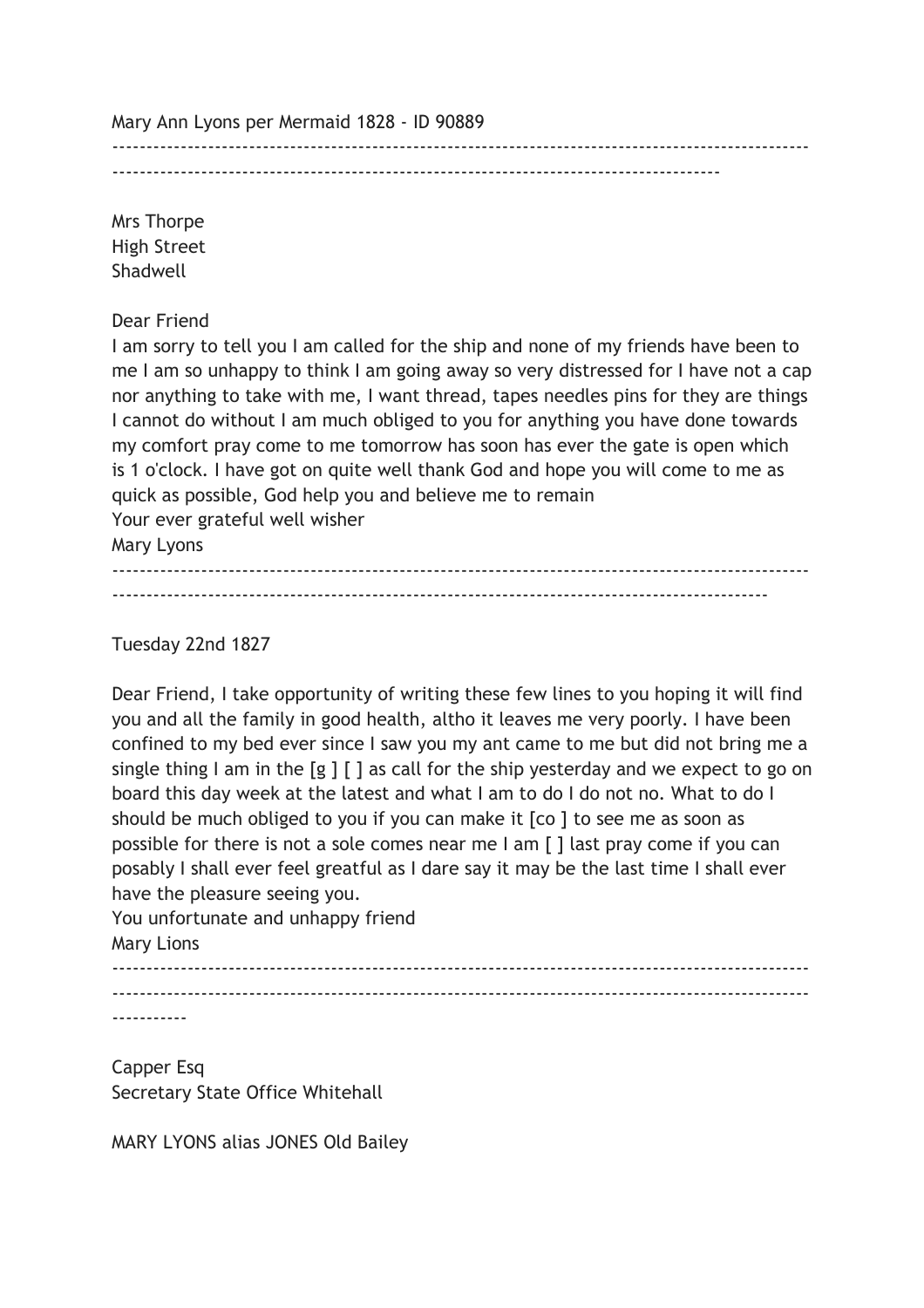Mary Ann Lyons per Mermaid 1828 - ID 90889

---

Mrs Thorpe
High Street
Shadwell

Dear Friend
I am sorry to tell you I am called for the ship and none of my friends have been to me I am so unhappy to think I am going away so very distressed for I have not a cap nor anything to take with me, I want thread, tapes needles pins for they are things I cannot do without I am much obliged to you for anything you have done towards my comfort pray come to me tomorrow has soon has ever the gate is open which is 1 o'clock. I have got on quite well thank God and hope you will come to me as quick as possible, God help you and believe me to remain
Your ever grateful well wisher
Mary Lyons

---

Tuesday 22nd 1827

Dear Friend, I take opportunity of writing these few lines to you hoping it will find you and all the family in good health, altho it leaves me very poorly. I have been confined to my bed ever since I saw you my ant came to me but did not bring me a single thing I am in the [g ] [ ] as call for the ship yesterday and we expect to go on board this day week at the latest and what I am to do I do not no. What to do I should be much obliged to you if you can make it [co ] to see me as soon as possible for there is not a sole comes near me I am [ ] last pray come if you can posably I shall ever feel greatful as I dare say it may be the last time I shall ever have the pleasure seeing you.
You unfortunate and unhappy friend
Mary Lions

---

Capper Esq
Secretary State Office Whitehall

MARY LYONS alias JONES Old Bailey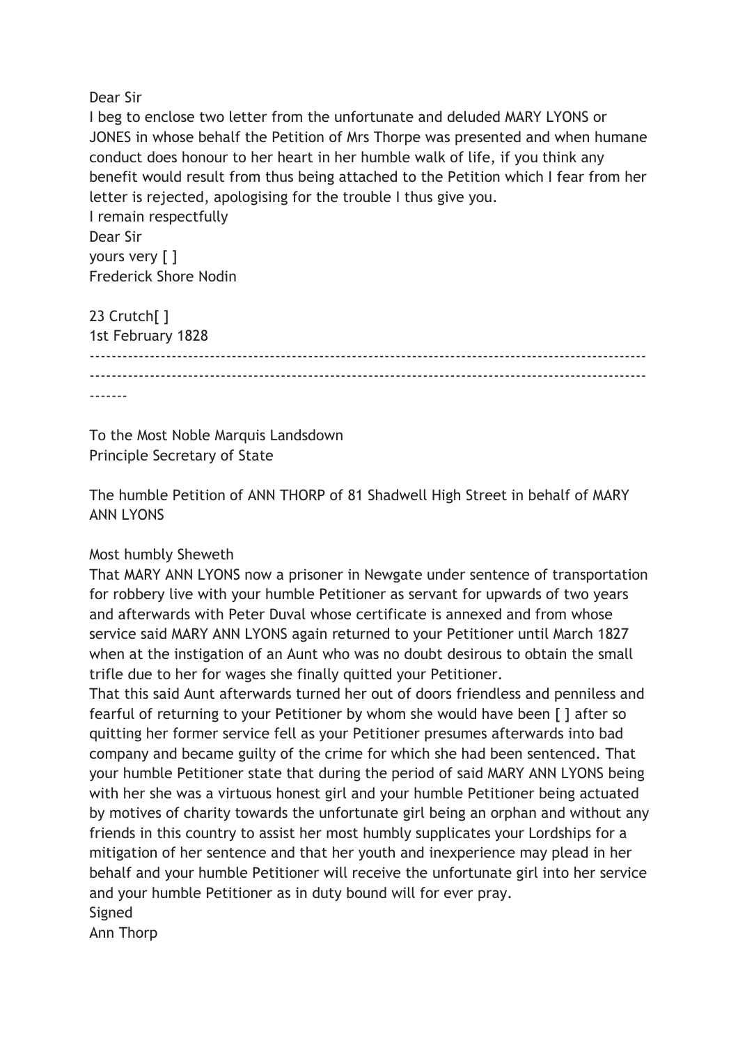Dear Sir
I beg to enclose two letter from the unfortunate and deluded MARY LYONS or JONES in whose behalf the Petition of Mrs Thorpe was presented and when humane conduct does honour to her heart in her humble walk of life, if you think any benefit would result from thus being attached to the Petition which I fear from her letter is rejected, apologising for the trouble I thus give you.
I remain respectfully
Dear Sir
yours very [ ]
Frederick Shore Nodin

23 Crutch[ ]
1st February 1828

---

To the Most Noble Marquis Landsdown
Principle Secretary of State

The humble Petition of ANN THORP of 81 Shadwell High Street in behalf of MARY ANN LYONS

Most humbly Sheweth
That MARY ANN LYONS now a prisoner in Newgate under sentence of transportation for robbery live with your humble Petitioner as servant for upwards of two years and afterwards with Peter Duval whose certificate is annexed and from whose service said MARY ANN LYONS again returned to your Petitioner until March 1827 when at the instigation of an Aunt who was no doubt desirous to obtain the small trifle due to her for wages she finally quitted your Petitioner.
That this said Aunt afterwards turned her out of doors friendless and penniless and fearful of returning to your Petitioner by whom she would have been [ ] after so quitting her former service fell as your Petitioner presumes afterwards into bad company and became guilty of the crime for which she had been sentenced. That your humble Petitioner state that during the period of said MARY ANN LYONS being with her she was a virtuous honest girl and your humble Petitioner being actuated by motives of charity towards the unfortunate girl being an orphan and without any friends in this country to assist her most humbly supplicates your Lordships for a mitigation of her sentence and that her youth and inexperience may plead in her behalf and your humble Petitioner will receive the unfortunate girl into her service and your humble Petitioner as in duty bound will for ever pray.
Signed
Ann Thorp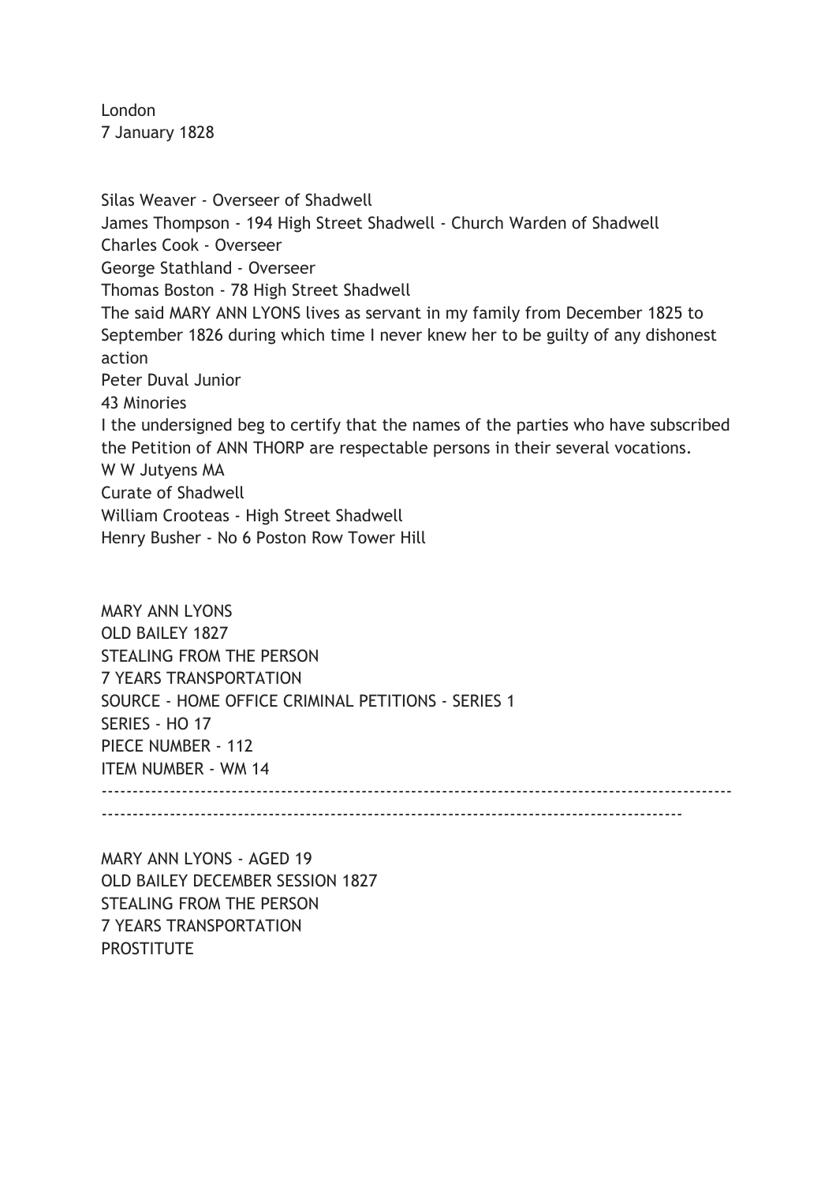London
7 January 1828

Silas Weaver - Overseer of Shadwell
James Thompson - 194 High Street Shadwell - Church Warden of Shadwell
Charles Cook - Overseer
George Stathland - Overseer
Thomas Boston - 78 High Street Shadwell
The said MARY ANN LYONS lives as servant in my family from December 1825 to September 1826 during which time I never knew her to be guilty of any dishonest action
Peter Duval Junior
43 Minories
I the undersigned beg to certify that the names of the parties who have subscribed the Petition of ANN THORP are respectable persons in their several vocations.
W W Jutyens MA
Curate of Shadwell
William Crooteas - High Street Shadwell
Henry Busher - No 6 Poston Row Tower Hill

MARY ANN LYONS
OLD BAILEY 1827
STEALING FROM THE PERSON
7 YEARS TRANSPORTATION
SOURCE - HOME OFFICE CRIMINAL PETITIONS - SERIES 1
SERIES - HO 17
PIECE NUMBER - 112
ITEM NUMBER - WM 14

---

MARY ANN LYONS - AGED 19
OLD BAILEY DECEMBER SESSION 1827
STEALING FROM THE PERSON
7 YEARS TRANSPORTATION
PROSTITUTE